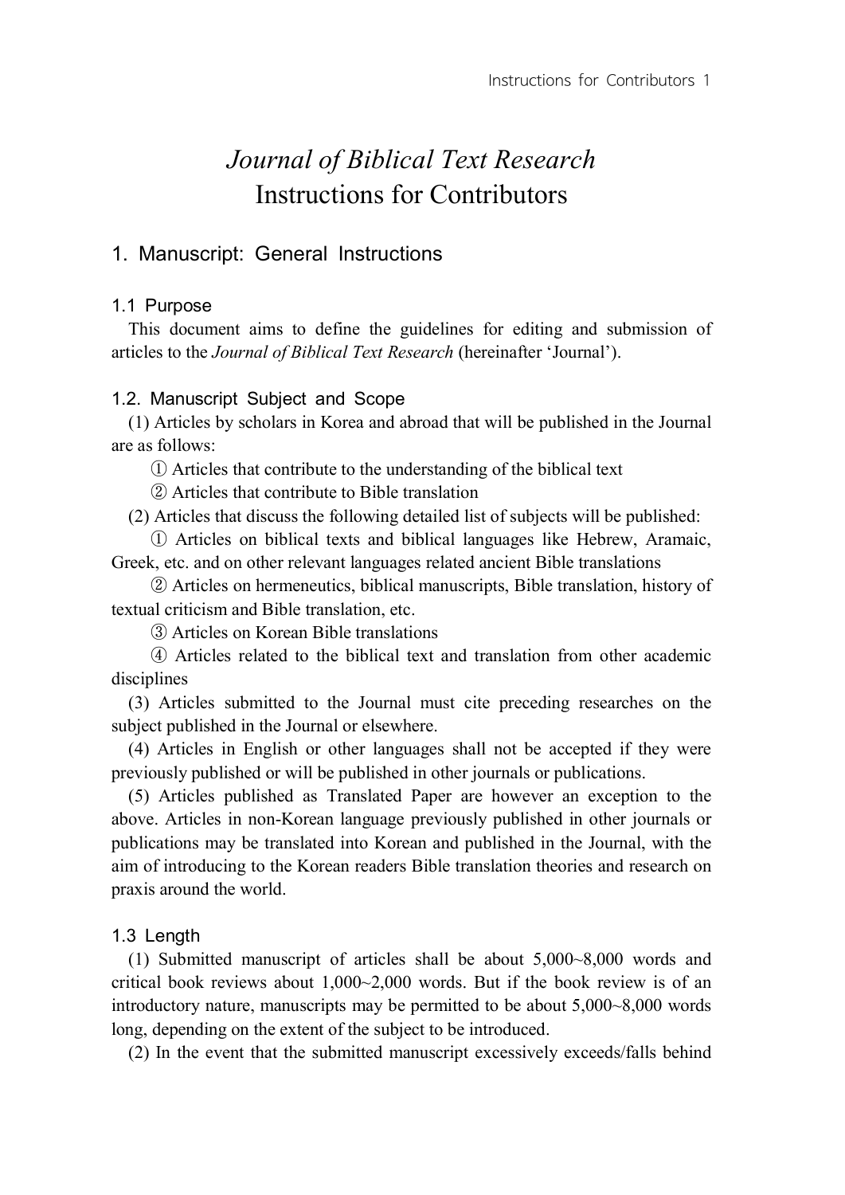# *Journal of Biblical Text Research* Instructions for Contributors

## 1. Manuscript: General Instructions

### 1.1 Purpose

This document aims to define the guidelines for editing and submission of articles to the *Journal of Biblical Text Research* (hereinafter 'Journal').

### 1.2. Manuscript Subject and Scope

(1) Articles by scholars in Korea and abroad that will be published in the Journal are as follows:

① Articles that contribute to the understanding of the biblical text

② Articles that contribute to Bible translation

(2) Articles that discuss the following detailed list of subjects will be published:

① Articles on biblical texts and biblical languages like Hebrew, Aramaic, Greek, etc. and on other relevant languages related ancient Bible translations

② Articles on hermeneutics, biblical manuscripts, Bible translation, history of textual criticism and Bible translation, etc.

③ Articles on Korean Bible translations

④ Articles related to the biblical text and translation from other academic disciplines

(3) Articles submitted to the Journal must cite preceding researches on the subject published in the Journal or elsewhere.

(4) Articles in English or other languages shall not be accepted if they were previously published or will be published in other journals or publications.

(5) Articles published as Translated Paper are however an exception to the above. Articles in non-Korean language previously published in other journals or publications may be translated into Korean and published in the Journal, with the aim of introducing to the Korean readers Bible translation theories and research on praxis around the world.

### 1.3 Length

(1) Submitted manuscript of articles shall be about 5,000~8,000 words and critical book reviews about 1,000~2,000 words. But if the book review is of an introductory nature, manuscripts may be permitted to be about 5,000~8,000 words long, depending on the extent of the subject to be introduced.

(2) In the event that the submitted manuscript excessively exceeds/falls behind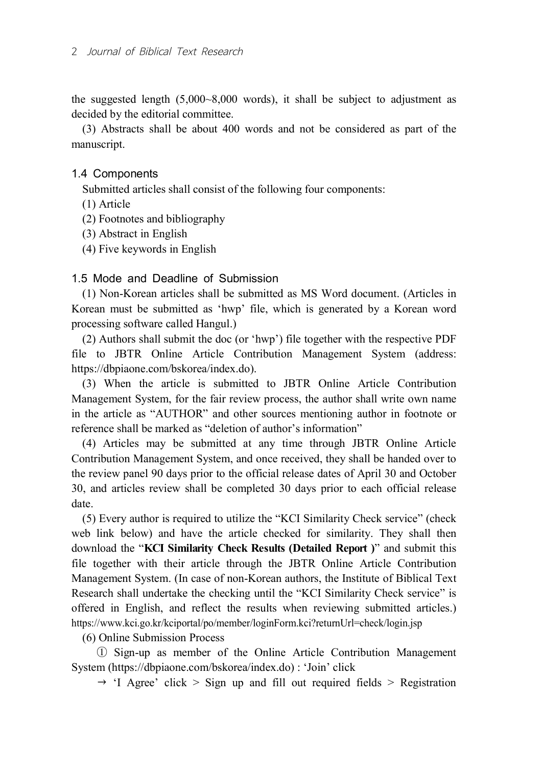the suggested length (5,000~8,000 words), it shall be subject to adjustment as decided by the editorial committee.

(3) Abstracts shall be about 400 words and not be considered as part of the manuscript.

### 1.4 Components

Submitted articles shall consist of the following four components:

(1) Article

(2) Footnotes and bibliography

(3) Abstract in English

(4) Five keywords in English

### 1.5 Mode and Deadline of Submission

(1) Non-Korean articles shall be submitted as MS Word document. (Articles in Korean must be submitted as 'hwp' file, which is generated by a Korean word processing software called Hangul.)

(2) Authors shall submit the doc (or 'hwp') file together with the respective PDF file to JBTR Online Article Contribution Management System (address: https://dbpiaone.com/bskorea/index.do).

(3) When the article is submitted to JBTR Online Article Contribution Management System, for the fair review process, the author shall write own name in the article as "AUTHOR" and other sources mentioning author in footnote or reference shall be marked as "deletion of author's information"

(4) Articles may be submitted at any time through JBTR Online Article Contribution Management System, and once received, they shall be handed over to the review panel 90 days prior to the official release dates of April 30 and October 30, and articles review shall be completed 30 days prior to each official release date.

(5) Every author is required to utilize the "KCI Similarity Check service" (check web link below) and have the article checked for similarity. They shall then download the "**KCI Similarity Check Results (Detailed Report )**" and submit this file together with their article through the JBTR Online Article Contribution Management System. (In case of non-Korean authors, the Institute of Biblical Text Research shall undertake the checking until the "KCI Similarity Check service" is offered in English, and reflect the results when reviewing submitted articles.) https://www.kci.go.kr/kciportal/po/member/loginForm.kci?returnUrl=check/login.jsp

(6) Online Submission Process

① Sign-up as member of the Online Article Contribution Management System (https://dbpiaone.com/bskorea/index.do) : 'Join' click

→ 'I Agree' click > Sign up and fill out required fields > Registration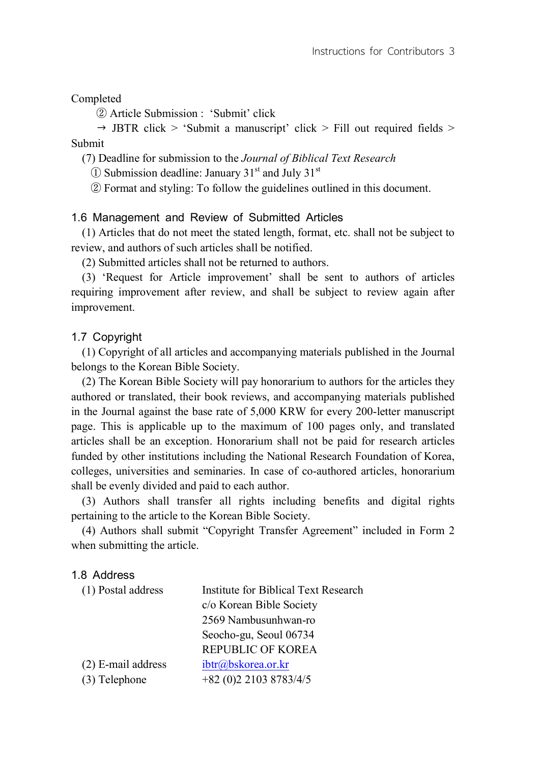Completed

② Article Submission : 'Submit' click

→ JBTR click > 'Submit a manuscript' click > Fill out required fields > Submit

(7) Deadline for submission to the *Journal of Biblical Text Research*

① Submission deadline: January 31st and July 31st

② Format and styling: To follow the guidelines outlined in this document.

### 1.6 Management and Review of Submitted Articles

(1) Articles that do not meet the stated length, format, etc. shall not be subject to review, and authors of such articles shall be notified.

(2) Submitted articles shall not be returned to authors.

(3) 'Request for Article improvement' shall be sent to authors of articles requiring improvement after review, and shall be subject to review again after improvement.

### 1.7 Copyright

(1) Copyright of all articles and accompanying materials published in the Journal belongs to the Korean Bible Society.

(2) The Korean Bible Society will pay honorarium to authors for the articles they authored or translated, their book reviews, and accompanying materials published in the Journal against the base rate of 5,000 KRW for every 200-letter manuscript page. This is applicable up to the maximum of 100 pages only, and translated articles shall be an exception. Honorarium shall not be paid for research articles funded by other institutions including the National Research Foundation of Korea, colleges, universities and seminaries. In case of co-authored articles, honorarium shall be evenly divided and paid to each author.

(3) Authors shall transfer all rights including benefits and digital rights pertaining to the article to the Korean Bible Society.

(4) Authors shall submit "Copyright Transfer Agreement" included in Form 2 when submitting the article.

### 1.8 Address

(1) Postal address

Institute for Biblical Text Research
c/o Korean Bible Society
2569 Nambusunhwan-ro
Seocho-gu, Seoul 06734
REPUBLIC OF KOREA

(2) E-mail address: ibtr@bskorea.or.kr

(3) Telephone: +82 (0)2 2103 8783/4/5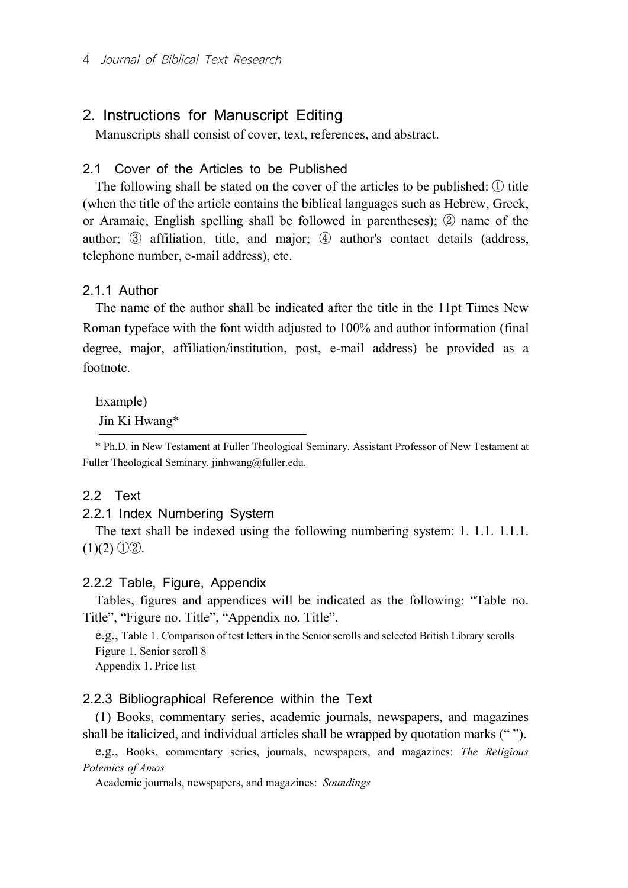## 2. Instructions for Manuscript Editing

Manuscripts shall consist of cover, text, references, and abstract.

### 2.1 Cover of the Articles to be Published

The following shall be stated on the cover of the articles to be published: ① title (when the title of the article contains the biblical languages such as Hebrew, Greek, or Aramaic, English spelling shall be followed in parentheses); ② name of the author; ③ affiliation, title, and major; ④ author's contact details (address, telephone number, e-mail address), etc.

#### 2.1.1 Author

The name of the author shall be indicated after the title in the 11pt Times New Roman typeface with the font width adjusted to 100% and author information (final degree, major, affiliation/institution, post, e-mail address) be provided as a footnote.

Example)

Jin Ki Hwang*

---

\* Ph.D. in New Testament at Fuller Theological Seminary. Assistant Professor of New Testament at Fuller Theological Seminary. jinhwang@fuller.edu.

### 2.2 Text

#### 2.2.1 Index Numbering System

The text shall be indexed using the following numbering system: 1. 1.1. 1.1.1. (1)(2) ①②.

#### 2.2.2 Table, Figure, Appendix

Tables, figures and appendices will be indicated as the following: "Table no. Title", "Figure no. Title", "Appendix no. Title".

e.g., Table 1. Comparison of test letters in the Senior scrolls and selected British Library scrolls
Figure 1. Senior scroll 8
Appendix 1. Price list

#### 2.2.3 Bibliographical Reference within the Text

(1) Books, commentary series, academic journals, newspapers, and magazines shall be italicized, and individual articles shall be wrapped by quotation marks (" ").

e.g., Books, commentary series, journals, newspapers, and magazines: *The Religious Polemics of Amos*

Academic journals, newspapers, and magazines: *Soundings*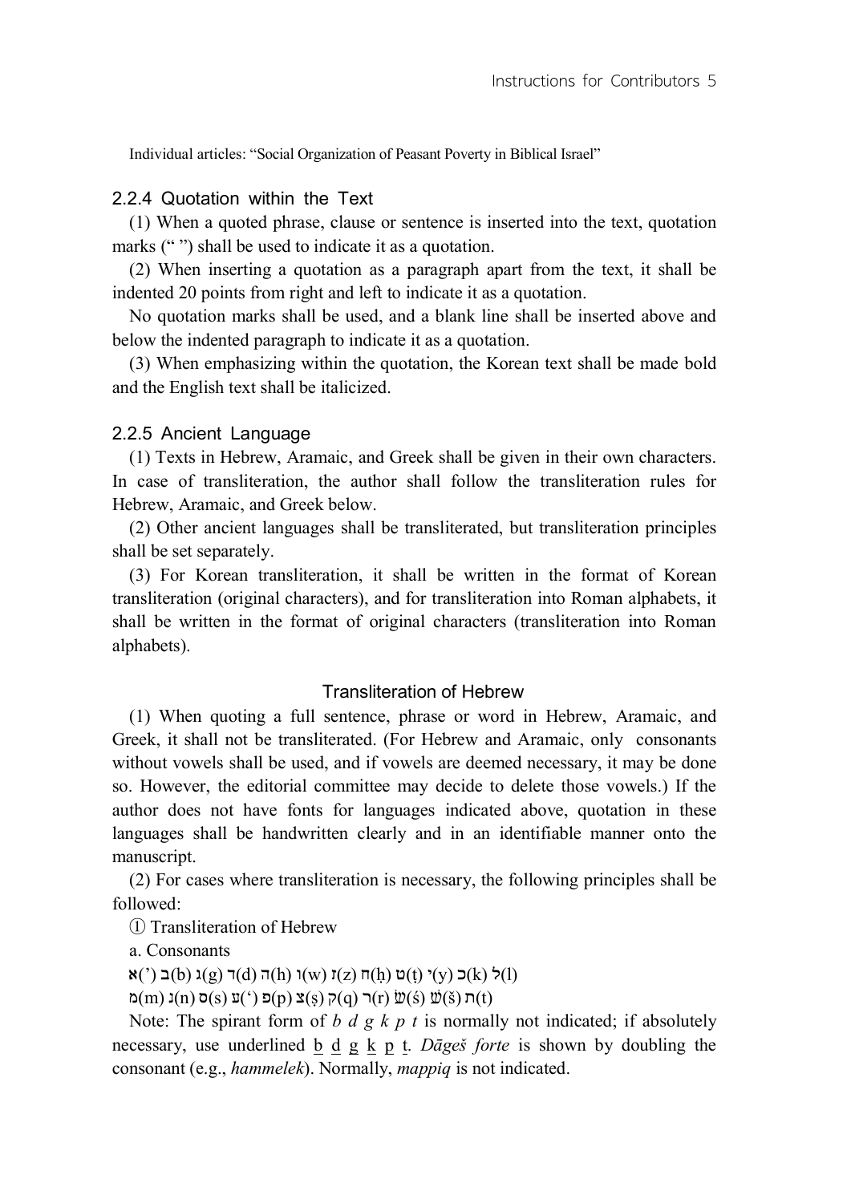Individual articles: “Social Organization of Peasant Poverty in Biblical Israel”

### 2.2.4 Quotation within the Text

(1) When a quoted phrase, clause or sentence is inserted into the text, quotation marks (“ ”) shall be used to indicate it as a quotation.

(2) When inserting a quotation as a paragraph apart from the text, it shall be indented 20 points from right and left to indicate it as a quotation.

No quotation marks shall be used, and a blank line shall be inserted above and below the indented paragraph to indicate it as a quotation.

(3) When emphasizing within the quotation, the Korean text shall be made bold and the English text shall be italicized.

### 2.2.5 Ancient Language

(1) Texts in Hebrew, Aramaic, and Greek shall be given in their own characters. In case of transliteration, the author shall follow the transliteration rules for Hebrew, Aramaic, and Greek below.

(2) Other ancient languages shall be transliterated, but transliteration principles shall be set separately.

(3) For Korean transliteration, it shall be written in the format of Korean transliteration (original characters), and for transliteration into Roman alphabets, it shall be written in the format of original characters (transliteration into Roman alphabets).

#### Transliteration of Hebrew

(1) When quoting a full sentence, phrase or word in Hebrew, Aramaic, and Greek, it shall not be transliterated. (For Hebrew and Aramaic, only consonants without vowels shall be used, and if vowels are deemed necessary, it may be done so. However, the editorial committee may decide to delete those vowels.) If the author does not have fonts for languages indicated above, quotation in these languages shall be handwritten clearly and in an identifiable manner onto the manuscript.

(2) For cases where transliteration is necessary, the following principles shall be followed:

① Transliteration of Hebrew

a. Consonants

א(’) ב(b) ג(g) ד(d) ה(h) ו(w) ז(z) ח(ḥ) ט(ṭ) י(y) כ(k) ל(l)

מ(m) נ(n) ס(s) ע(‘) פ(p) צ(ṣ) ק(q) ר(r) שׂ(ś) שׁ(š) ת(t)

Note: The spirant form of *b d g k p t* is normally not indicated; if absolutely necessary, use underlined b̲ d̲ g̲ k̲ p̲ t̲. *Dāgeš forte* is shown by doubling the consonant (e.g., *hammelek*). Normally, *mappiq* is not indicated.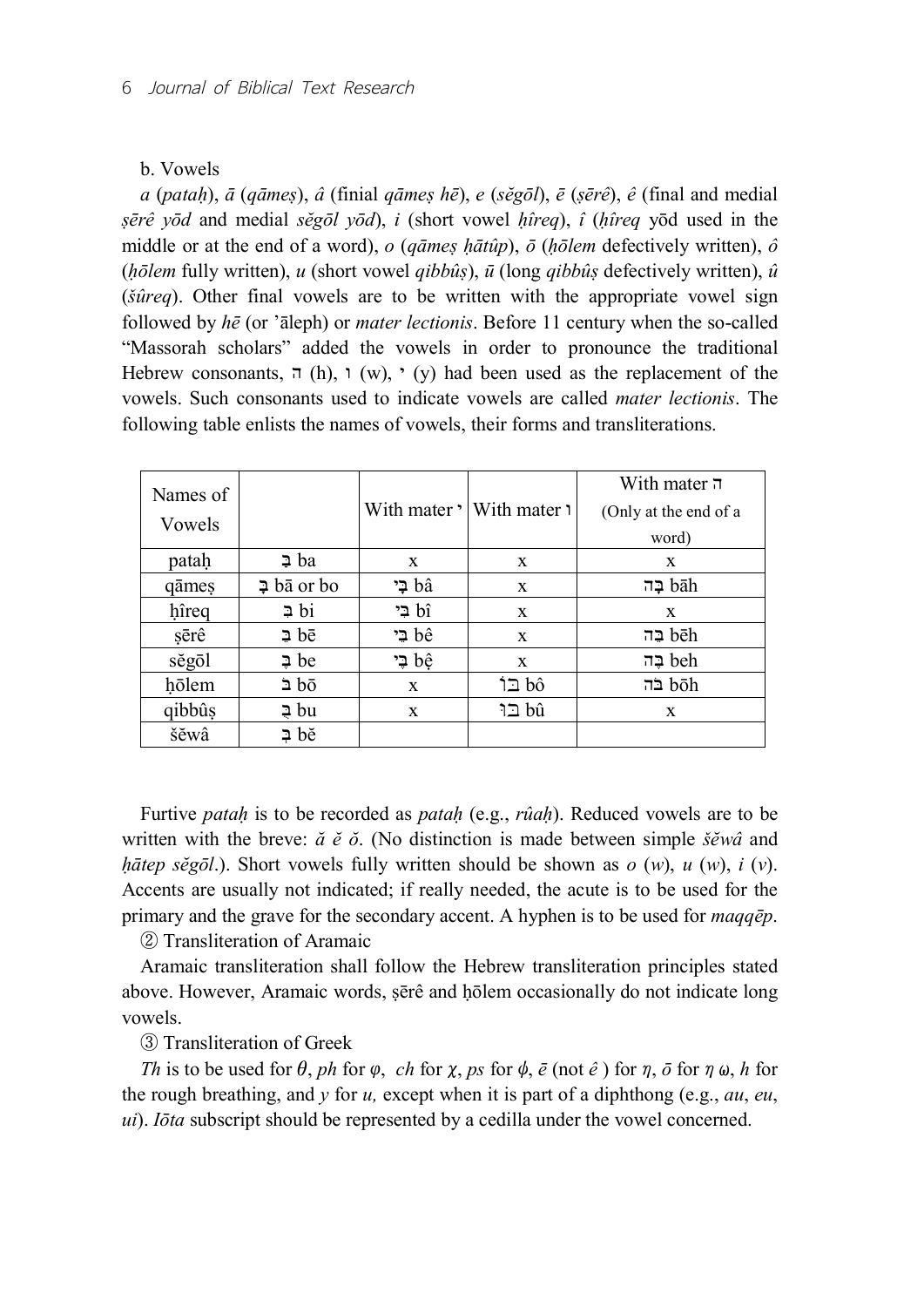b. Vowels

*a* (*pataḥ*), *ā* (*qāmeṣ*), *â* (finial *qāmeṣ hē*), *e* (*sĕgōl*), *ē* (*ṣērê*), *ê* (final and medial *ṣērê yōd* and medial *sĕgōl yōd*), *i* (short vowel *ḥîreq*), *î* (*ḥîreq* yōd used in the middle or at the end of a word), *o* (*qāmeṣ ḥātûp*), *ō* (*ḥōlem* defectively written), *ô* (*ḥōlem* fully written), *u* (short vowel *qibbûṣ*), *ū* (long *qibbûṣ* defectively written), *û* (*šûreq*). Other final vowels are to be written with the appropriate vowel sign followed by *hē* (or 'āleph) or *mater lectionis*. Before 11 century when the so-called "Massorah scholars" added the vowels in order to pronounce the traditional Hebrew consonants, ה (h), ו (w), י (y) had been used as the replacement of the vowels. Such consonants used to indicate vowels are called *mater lectionis*. The following table enlists the names of vowels, their forms and transliterations.

| Names of Vowels | | With mater י | With mater ו | With mater ה (Only at the end of a word) |
|---|---|---|---|---|
| pataḥ | בַ ba | x | x | x |
| qāmeṣ | בָ bā or bo | בָי bâ | x | בָה bāh |
| ḥîreq | בִ bi | בִי bî | x | x |
| ṣērê | בֵ bē | בֵי bê | x | בֵה bēh |
| sĕgōl | בֶ be | בֶי bệ | x | בֶה beh |
| ḥōlem | בֹ bō | x | בוֹ bô | בֹה bōh |
| qibbûṣ | בֻ bu | x | בוּ bû | x |
| šĕwâ | בְ bĕ | | | |

Furtive *pataḥ* is to be recorded as *pataḥ* (e.g., *rûaḥ*). Reduced vowels are to be written with the breve: *ă ĕ ŏ*. (No distinction is made between simple *šĕwâ* and *ḥātep sĕgōl*.). Short vowels fully written should be shown as *o* (*w*), *u* (*w*), *i* (*y*). Accents are usually not indicated; if really needed, the acute is to be used for the primary and the grave for the secondary accent. A hyphen is to be used for *maqqēp*.

② Transliteration of Aramaic

Aramaic transliteration shall follow the Hebrew transliteration principles stated above. However, Aramaic words, ṣērê and ḥōlem occasionally do not indicate long vowels.

③ Transliteration of Greek

*Th* is to be used for θ, *ph* for φ, *ch* for χ, *ps* for ϕ, *ē* (not *ê* ) for η, *ō* for η ω, *h* for the rough breathing, and *y* for *u,* except when it is part of a diphthong (e.g., *au*, *eu*, *ui*). *Iōta* subscript should be represented by a cedilla under the vowel concerned.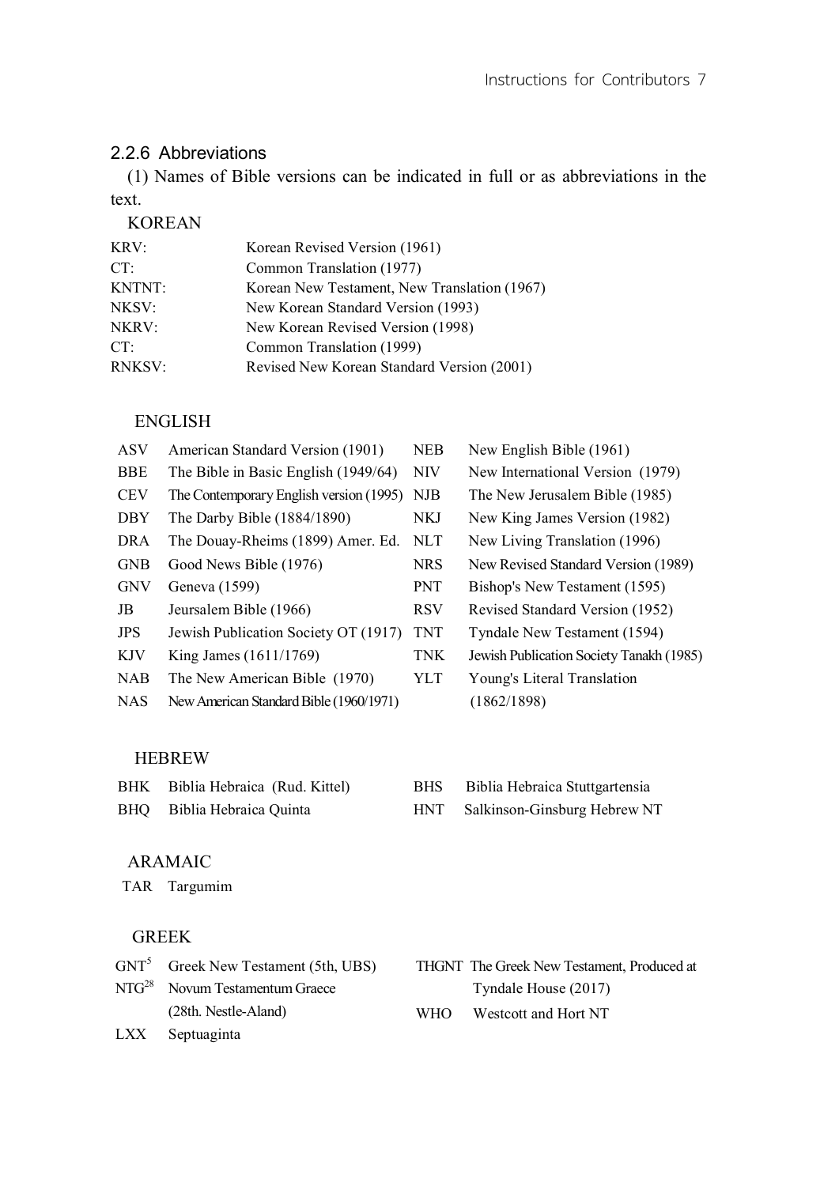### 2.2.6 Abbreviations

(1) Names of Bible versions can be indicated in full or as abbreviations in the text.

KOREAN

| | |
|---|---|
| KRV: | Korean Revised Version (1961) |
| CT: | Common Translation (1977) |
| KNTNT: | Korean New Testament, New Translation (1967) |
| NKSV: | New Korean Standard Version (1993) |
| NKRV: | New Korean Revised Version (1998) |
| CT: | Common Translation (1999) |
| RNKSV: | Revised New Korean Standard Version (2001) |

ENGLISH

| | | | |
|---|---|---|---|
| ASV | American Standard Version (1901) | NEB | New English Bible (1961) |
| BBE | The Bible in Basic English (1949/64) | NIV | New International Version (1979) |
| CEV | The Contemporary English version (1995) | NJB | The New Jerusalem Bible (1985) |
| DBY | The Darby Bible (1884/1890) | NKJ | New King James Version (1982) |
| DRA | The Douay-Rheims (1899) Amer. Ed. | NLT | New Living Translation (1996) |
| GNB | Good News Bible (1976) | NRS | New Revised Standard Version (1989) |
| GNV | Geneva (1599) | PNT | Bishop's New Testament (1595) |
| JB | Jeursalem Bible (1966) | RSV | Revised Standard Version (1952) |
| JPS | Jewish Publication Society OT (1917) | TNT | Tyndale New Testament (1594) |
| KJV | King James (1611/1769) | TNK | Jewish Publication Society Tanakh (1985) |
| NAB | The New American Bible (1970) | YLT | Young's Literal Translation (1862/1898) |
| NAS | New American Standard Bible (1960/1971) | | |

HEBREW

| | | | |
|---|---|---|---|
| BHK | Biblia Hebraica (Rud. Kittel) | BHS | Biblia Hebraica Stuttgartensia |
| BHQ | Biblia Hebraica Quinta | HNT | Salkinson-Ginsburg Hebrew NT |

ARAMAIC

| | |
|---|---|
| TAR | Targumim |

GREEK

| | | | |
|---|---|---|---|
| $GNT^5$ | Greek New Testament (5th, UBS) | THGNT | The Greek New Testament, Produced at Tyndale House (2017) |
| $NTG^{28}$ | Novum Testamentum Graece (28th. Nestle-Aland) | WHO | Westcott and Hort NT |
| LXX | Septuaginta | | |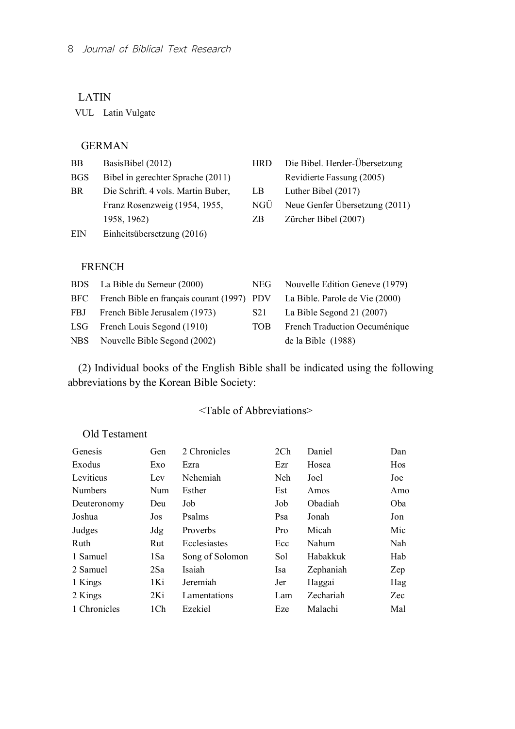LATIN

VUL Latin Vulgate

GERMAN

| | | | |
|---|---|---|---|
| BB | BasisBibel (2012) | HRD | Die Bibel. Herder-Übersetzung Revidierte Fassung (2005) |
| BGS | Bibel in gerechter Sprache (2011) | LB | Luther Bibel (2017) |
| BR | Die Schrift. 4 vols. Martin Buber, Franz Rosenzweig (1954, 1955, 1958, 1962) | NGÜ | Neue Genfer Übersetzung (2011) |
| EIN | Einheitsübersetzung (2016) | ZB | Zürcher Bibel (2007) |

FRENCH

| | | | |
|---|---|---|---|
| BDS | La Bible du Semeur (2000) | NEG | Nouvelle Edition Geneve (1979) |
| BFC | French Bible en français courant (1997) | PDV | La Bible. Parole de Vie (2000) |
| FBJ | French Bible Jerusalem (1973) | S21 | La Bible Segond 21 (2007) |
| LSG | French Louis Segond (1910) | TOB | French Traduction Oecuménique de la Bible (1988) |
| NBS | Nouvelle Bible Segond (2002) | | |

(2) Individual books of the English Bible shall be indicated using the following abbreviations by the Korean Bible Society:

<Table of Abbreviations>

Old Testament

| | | | | | |
|---|---|---|---|---|---|
| Genesis | Gen | 2 Chronicles | 2Ch | Daniel | Dan |
| Exodus | Exo | Ezra | Ezr | Hosea | Hos |
| Leviticus | Lev | Nehemiah | Neh | Joel | Joe |
| Numbers | Num | Esther | Est | Amos | Amo |
| Deuteronomy | Deu | Job | Job | Obadiah | Oba |
| Joshua | Jos | Psalms | Psa | Jonah | Jon |
| Judges | Jdg | Proverbs | Pro | Micah | Mic |
| Ruth | Rut | Ecclesiastes | Ecc | Nahum | Nah |
| 1 Samuel | 1Sa | Song of Solomon | Sol | Habakkuk | Hab |
| 2 Samuel | 2Sa | Isaiah | Isa | Zephaniah | Zep |
| 1 Kings | 1Ki | Jeremiah | Jer | Haggai | Hag |
| 2 Kings | 2Ki | Lamentations | Lam | Zechariah | Zec |
| 1 Chronicles | 1Ch | Ezekiel | Eze | Malachi | Mal |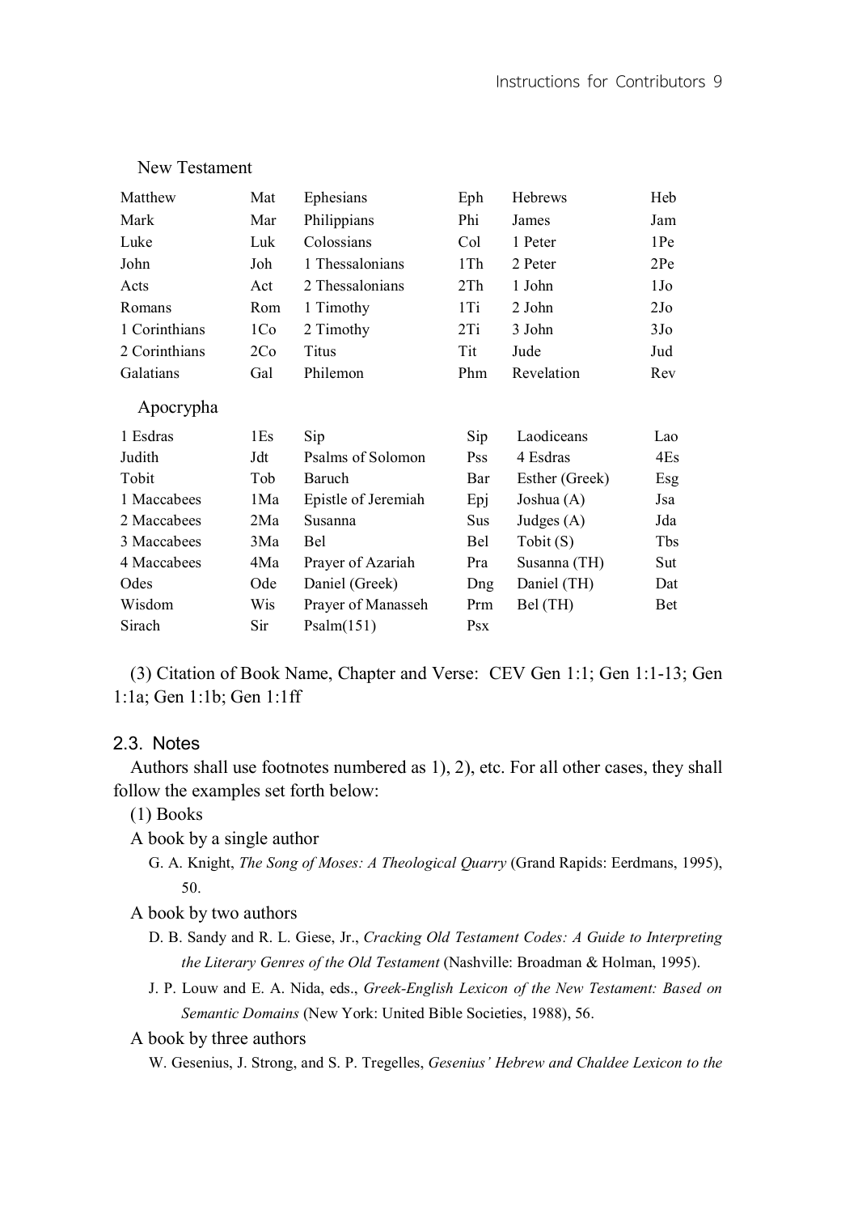New Testament

| Matthew | Mat | Ephesians | Eph | Hebrews | Heb |
|---|---|---|---|---|---|
| Mark | Mar | Philippians | Phi | James | Jam |
| Luke | Luk | Colossians | Col | 1 Peter | 1Pe |
| John | Joh | 1 Thessalonians | 1Th | 2 Peter | 2Pe |
| Acts | Act | 2 Thessalonians | 2Th | 1 John | 1Jo |
| Romans | Rom | 1 Timothy | 1Ti | 2 John | 2Jo |
| 1 Corinthians | 1Co | 2 Timothy | 2Ti | 3 John | 3Jo |
| 2 Corinthians | 2Co | Titus | Tit | Jude | Jud |
| Galatians | Gal | Philemon | Phm | Revelation | Rev |

Apocrypha

| 1 Esdras | 1Es | Sip | Sip | Laodiceans | Lao |
|---|---|---|---|---|---|
| Judith | Jdt | Psalms of Solomon | Pss | 4 Esdras | 4Es |
| Tobit | Tob | Baruch | Bar | Esther (Greek) | Esg |
| 1 Maccabees | 1Ma | Epistle of Jeremiah | Epj | Joshua (A) | Jsa |
| 2 Maccabees | 2Ma | Susanna | Sus | Judges (A) | Jda |
| 3 Maccabees | 3Ma | Bel | Bel | Tobit (S) | Tbs |
| 4 Maccabees | 4Ma | Prayer of Azariah | Pra | Susanna (TH) | Sut |
| Odes | Ode | Daniel (Greek) | Dng | Daniel (TH) | Dat |
| Wisdom | Wis | Prayer of Manasseh | Prm | Bel (TH) | Bet |
| Sirach | Sir | Psalm(151) | Psx | | |

(3) Citation of Book Name, Chapter and Verse: CEV Gen 1:1; Gen 1:1-13; Gen 1:1a; Gen 1:1b; Gen 1:1ff

## 2.3. Notes

Authors shall use footnotes numbered as 1), 2), etc. For all other cases, they shall follow the examples set forth below:

(1) Books

A book by a single author

G. A. Knight, *The Song of Moses: A Theological Quarry* (Grand Rapids: Eerdmans, 1995), 50.

A book by two authors

D. B. Sandy and R. L. Giese, Jr., *Cracking Old Testament Codes: A Guide to Interpreting the Literary Genres of the Old Testament* (Nashville: Broadman & Holman, 1995).

J. P. Louw and E. A. Nida, eds., *Greek-English Lexicon of the New Testament: Based on Semantic Domains* (New York: United Bible Societies, 1988), 56.

A book by three authors

W. Gesenius, J. Strong, and S. P. Tregelles, *Gesenius' Hebrew and Chaldee Lexicon to the*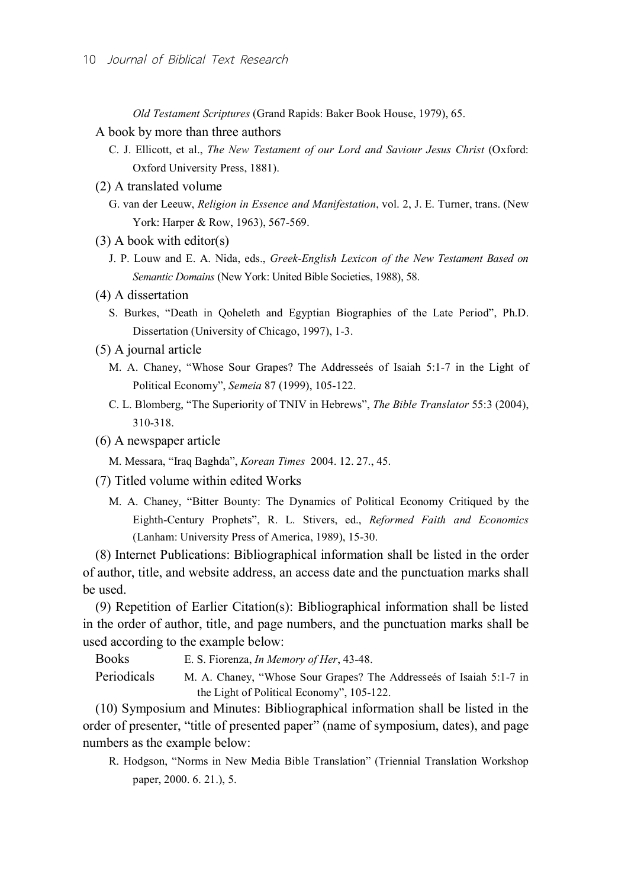*Old Testament Scriptures* (Grand Rapids: Baker Book House, 1979), 65.

A book by more than three authors

C. J. Ellicott, et al., *The New Testament of our Lord and Saviour Jesus Christ* (Oxford: Oxford University Press, 1881).

(2) A translated volume

G. van der Leeuw, *Religion in Essence and Manifestation*, vol. 2, J. E. Turner, trans. (New York: Harper & Row, 1963), 567-569.

(3) A book with editor(s)

J. P. Louw and E. A. Nida, eds., *Greek-English Lexicon of the New Testament Based on Semantic Domains* (New York: United Bible Societies, 1988), 58.

(4) A dissertation

S. Burkes, "Death in Qoheleth and Egyptian Biographies of the Late Period", Ph.D. Dissertation (University of Chicago, 1997), 1-3.

(5) A journal article

M. A. Chaney, "Whose Sour Grapes? The Addresseés of Isaiah 5:1-7 in the Light of Political Economy", *Semeia* 87 (1999), 105-122.

C. L. Blomberg, "The Superiority of TNIV in Hebrews", *The Bible Translator* 55:3 (2004), 310-318.

(6) A newspaper article

M. Messara, "Iraq Baghda", *Korean Times* 2004. 12. 27., 45.

(7) Titled volume within edited Works

M. A. Chaney, "Bitter Bounty: The Dynamics of Political Economy Critiqued by the Eighth-Century Prophets", R. L. Stivers, ed., *Reformed Faith and Economics* (Lanham: University Press of America, 1989), 15-30.

(8) Internet Publications: Bibliographical information shall be listed in the order of author, title, and website address, an access date and the punctuation marks shall be used.

(9) Repetition of Earlier Citation(s): Bibliographical information shall be listed in the order of author, title, and page numbers, and the punctuation marks shall be used according to the example below:

Books E. S. Fiorenza, *In Memory of Her*, 43-48.

Periodicals M. A. Chaney, "Whose Sour Grapes? The Addresseés of Isaiah 5:1-7 in the Light of Political Economy", 105-122.

(10) Symposium and Minutes: Bibliographical information shall be listed in the order of presenter, "title of presented paper" (name of symposium, dates), and page numbers as the example below:

R. Hodgson, "Norms in New Media Bible Translation" (Triennial Translation Workshop paper, 2000. 6. 21.), 5.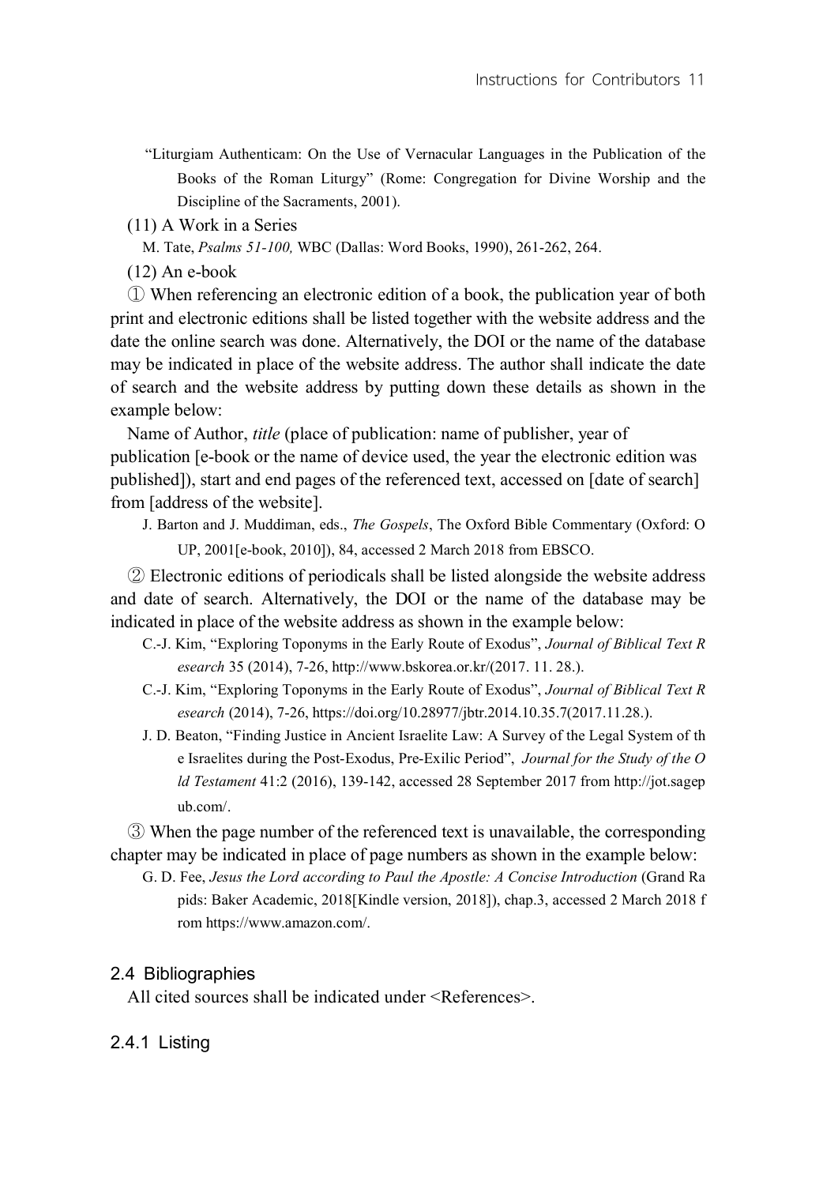"Liturgiam Authenticam: On the Use of Vernacular Languages in the Publication of the Books of the Roman Liturgy" (Rome: Congregation for Divine Worship and the Discipline of the Sacraments, 2001).

(11) A Work in a Series

M. Tate, *Psalms 51-100,* WBC (Dallas: Word Books, 1990), 261-262, 264.

(12) An e-book

① When referencing an electronic edition of a book, the publication year of both print and electronic editions shall be listed together with the website address and the date the online search was done. Alternatively, the DOI or the name of the database may be indicated in place of the website address. The author shall indicate the date of search and the website address by putting down these details as shown in the example below:

Name of Author, *title* (place of publication: name of publisher, year of publication [e-book or the name of device used, the year the electronic edition was published]), start and end pages of the referenced text, accessed on [date of search] from [address of the website].

J. Barton and J. Muddiman, eds., *The Gospels*, The Oxford Bible Commentary (Oxford: OUP, 2001[e-book, 2010]), 84, accessed 2 March 2018 from EBSCO.

② Electronic editions of periodicals shall be listed alongside the website address and date of search. Alternatively, the DOI or the name of the database may be indicated in place of the website address as shown in the example below:

C.-J. Kim, "Exploring Toponyms in the Early Route of Exodus", *Journal of Biblical Text Research* 35 (2014), 7-26, http://www.bskorea.or.kr/(2017. 11. 28.).

C.-J. Kim, "Exploring Toponyms in the Early Route of Exodus", *Journal of Biblical Text Research* (2014), 7-26, https://doi.org/10.28977/jbtr.2014.10.35.7(2017.11.28.).

J. D. Beaton, "Finding Justice in Ancient Israelite Law: A Survey of the Legal System of the Israelites during the Post-Exodus, Pre-Exilic Period", *Journal for the Study of the Old Testament* 41:2 (2016), 139-142, accessed 28 September 2017 from http://jot.sagepub.com/.

③ When the page number of the referenced text is unavailable, the corresponding chapter may be indicated in place of page numbers as shown in the example below:

G. D. Fee, *Jesus the Lord according to Paul the Apostle: A Concise Introduction* (Grand Rapids: Baker Academic, 2018[Kindle version, 2018]), chap.3, accessed 2 March 2018 from https://www.amazon.com/.

### 2.4 Bibliographies

All cited sources shall be indicated under <References>.

#### 2.4.1 Listing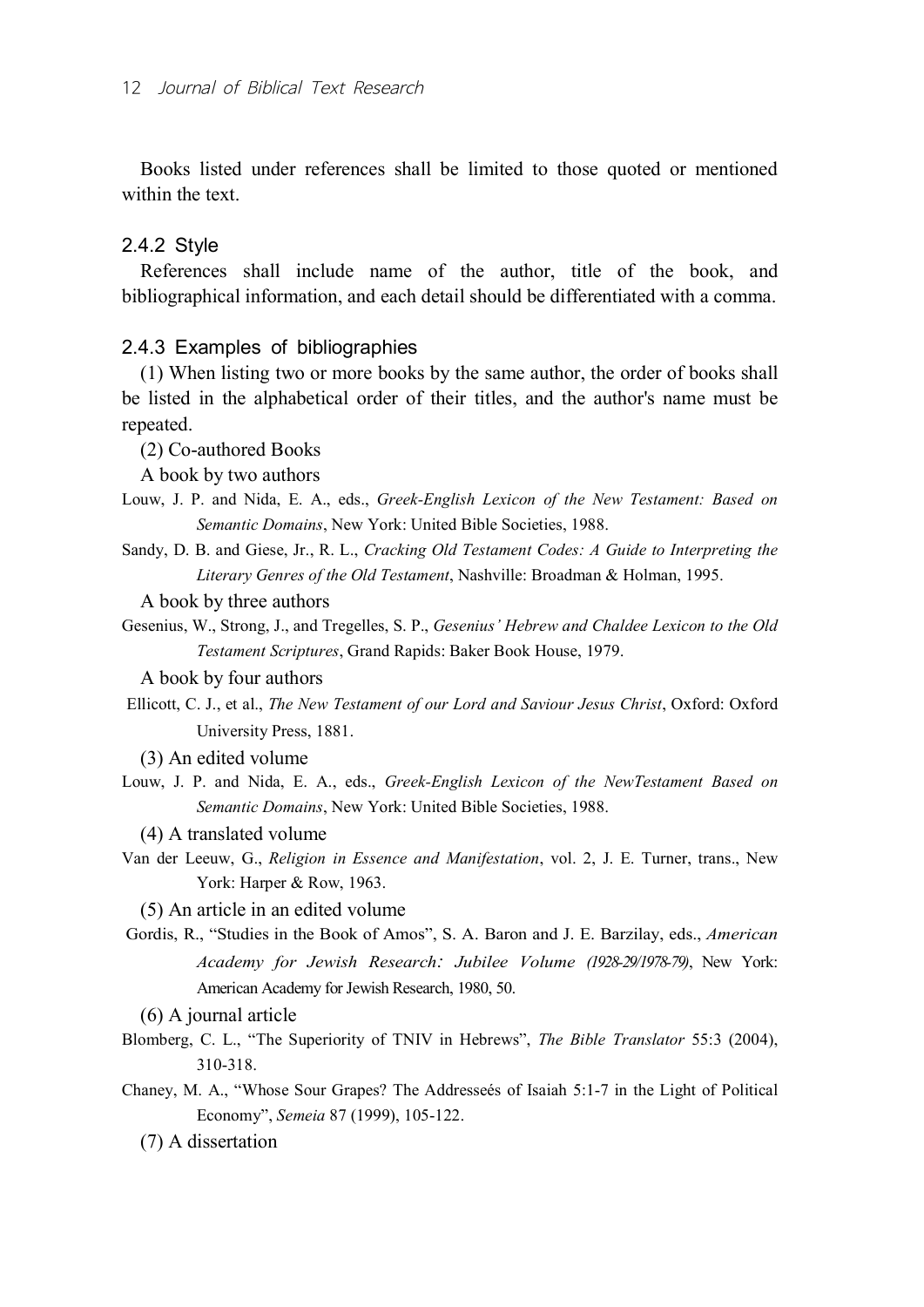Books listed under references shall be limited to those quoted or mentioned within the text.

### 2.4.2 Style

References shall include name of the author, title of the book, and bibliographical information, and each detail should be differentiated with a comma.

### 2.4.3 Examples of bibliographies

(1) When listing two or more books by the same author, the order of books shall be listed in the alphabetical order of their titles, and the author's name must be repeated.

(2) Co-authored Books

A book by two authors

Louw, J. P. and Nida, E. A., eds., *Greek-English Lexicon of the New Testament: Based on Semantic Domains*, New York: United Bible Societies, 1988.

Sandy, D. B. and Giese, Jr., R. L., *Cracking Old Testament Codes: A Guide to Interpreting the Literary Genres of the Old Testament*, Nashville: Broadman & Holman, 1995.

A book by three authors

Gesenius, W., Strong, J., and Tregelles, S. P., *Gesenius' Hebrew and Chaldee Lexicon to the Old Testament Scriptures*, Grand Rapids: Baker Book House, 1979.

A book by four authors

Ellicott, C. J., et al., *The New Testament of our Lord and Saviour Jesus Christ*, Oxford: Oxford University Press, 1881.

(3) An edited volume

Louw, J. P. and Nida, E. A., eds., *Greek-English Lexicon of the NewTestament Based on Semantic Domains*, New York: United Bible Societies, 1988.

(4) A translated volume

Van der Leeuw, G., *Religion in Essence and Manifestation*, vol. 2, J. E. Turner, trans., New York: Harper & Row, 1963.

(5) An article in an edited volume

Gordis, R., "Studies in the Book of Amos", S. A. Baron and J. E. Barzilay, eds., *American Academy for Jewish Research: Jubilee Volume (1928-29/1978-79)*, New York: American Academy for Jewish Research, 1980, 50.

(6) A journal article

Blomberg, C. L., "The Superiority of TNIV in Hebrews", *The Bible Translator* 55:3 (2004), 310-318.

Chaney, M. A., "Whose Sour Grapes? The Addresseés of Isaiah 5:1-7 in the Light of Political Economy", *Semeia* 87 (1999), 105-122.

(7) A dissertation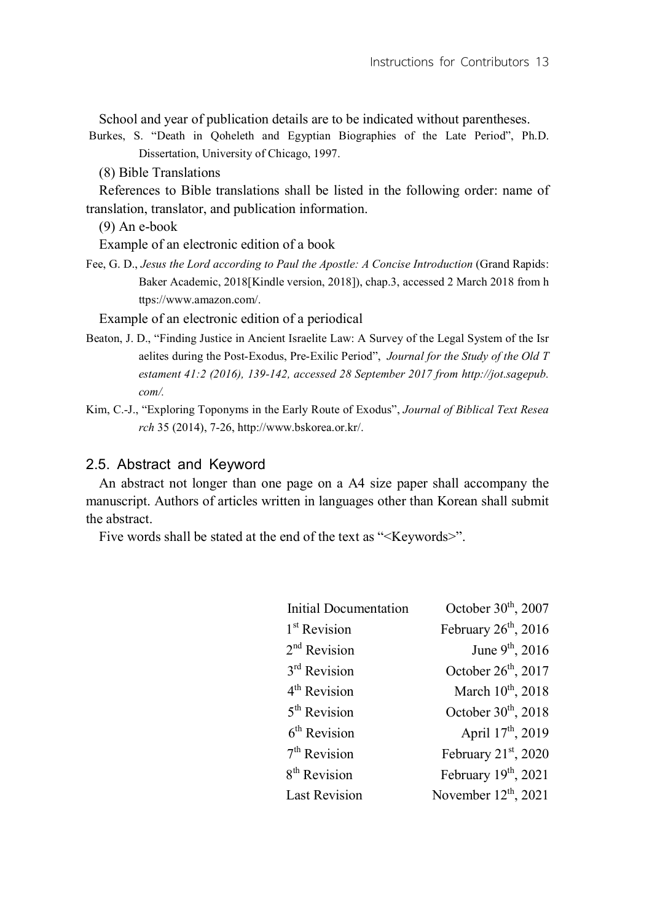School and year of publication details are to be indicated without parentheses.

Burkes, S. "Death in Qoheleth and Egyptian Biographies of the Late Period", Ph.D. Dissertation, University of Chicago, 1997.

(8) Bible Translations

References to Bible translations shall be listed in the following order: name of translation, translator, and publication information.

(9) An e-book

Example of an electronic edition of a book

Fee, G. D., *Jesus the Lord according to Paul the Apostle: A Concise Introduction* (Grand Rapids: Baker Academic, 2018[Kindle version, 2018]), chap.3, accessed 2 March 2018 from https://www.amazon.com/.

Example of an electronic edition of a periodical

Beaton, J. D., "Finding Justice in Ancient Israelite Law: A Survey of the Legal System of the Israelites during the Post-Exodus, Pre-Exilic Period", *Journal for the Study of the Old Testament 41:2 (2016), 139-142, accessed 28 September 2017 from http://jot.sagepub.com/.*

Kim, C.-J., "Exploring Toponyms in the Early Route of Exodus", *Journal of Biblical Text Research* 35 (2014), 7-26, http://www.bskorea.or.kr/.

## 2.5. Abstract and Keyword

An abstract not longer than one page on a A4 size paper shall accompany the manuscript. Authors of articles written in languages other than Korean shall submit the abstract.

Five words shall be stated at the end of the text as "<Keywords>".

| | |
|---|---|
| Initial Documentation | October 30th, 2007 |
| 1st Revision | February 26th, 2016 |
| 2nd Revision | June 9th, 2016 |
| 3rd Revision | October 26th, 2017 |
| 4th Revision | March 10th, 2018 |
| 5th Revision | October 30th, 2018 |
| 6th Revision | April 17th, 2019 |
| 7th Revision | February 21st, 2020 |
| 8th Revision | February 19th, 2021 |
| Last Revision | November 12th, 2021 |